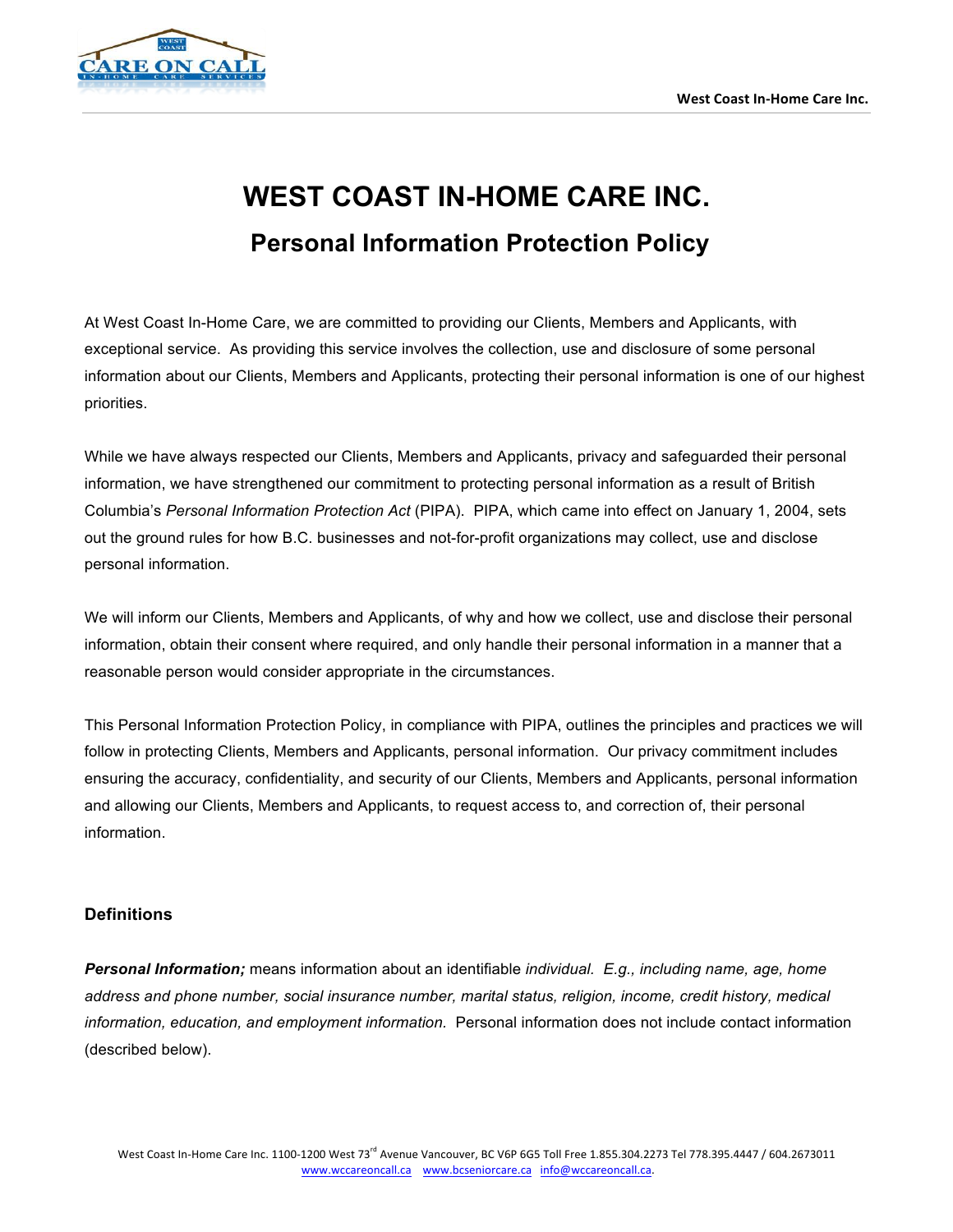# WEST COAST IN-HOME CARE INC.

## Personal Information Protection Policy

At West Coast In-Home Care, we are committed to providing our Clients, Members and Applicants, with exceptional service. As providing this service involves the collection, use and disclosure of some personal information about our Clients, Members and Applicants, protecting their personal information is one of our highest priorities.

While we have always respected our Clients, Members and Applicants, privacy and safeguarded their personal information, we have strengthened our commitment to protecting personal information as a result of British Columbia's *Personal Information Protection Act* (PIPA). PIPA, which came into effect on January 1, 2004, sets out the ground rules for how B.C. businesses and not-for-profit organizations may collect, use and disclose personal information.

We will inform our Clients, Members and Applicants, of why and how we collect, use and disclose their personal information, obtain their consent where required, and only handle their personal information in a manner that a reasonable person would consider appropriate in the circumstances.

This Personal Information Protection Policy, in compliance with PIPA, outlines the principles and practices we will follow in protecting Clients, Members and Applicants, personal information. Our privacy commitment includes ensuring the accuracy, confidentiality, and security of our Clients, Members and Applicants, personal information and allowing our Clients, Members and Applicants, to request access to, and correction of, their personal information.

### Definitions

***Personal Information;*** means information about an identifiable *individual. E.g., including name, age, home address and phone number, social insurance number, marital status, religion, income, credit history, medical information, education, and employment information.* Personal information does not include contact information (described below).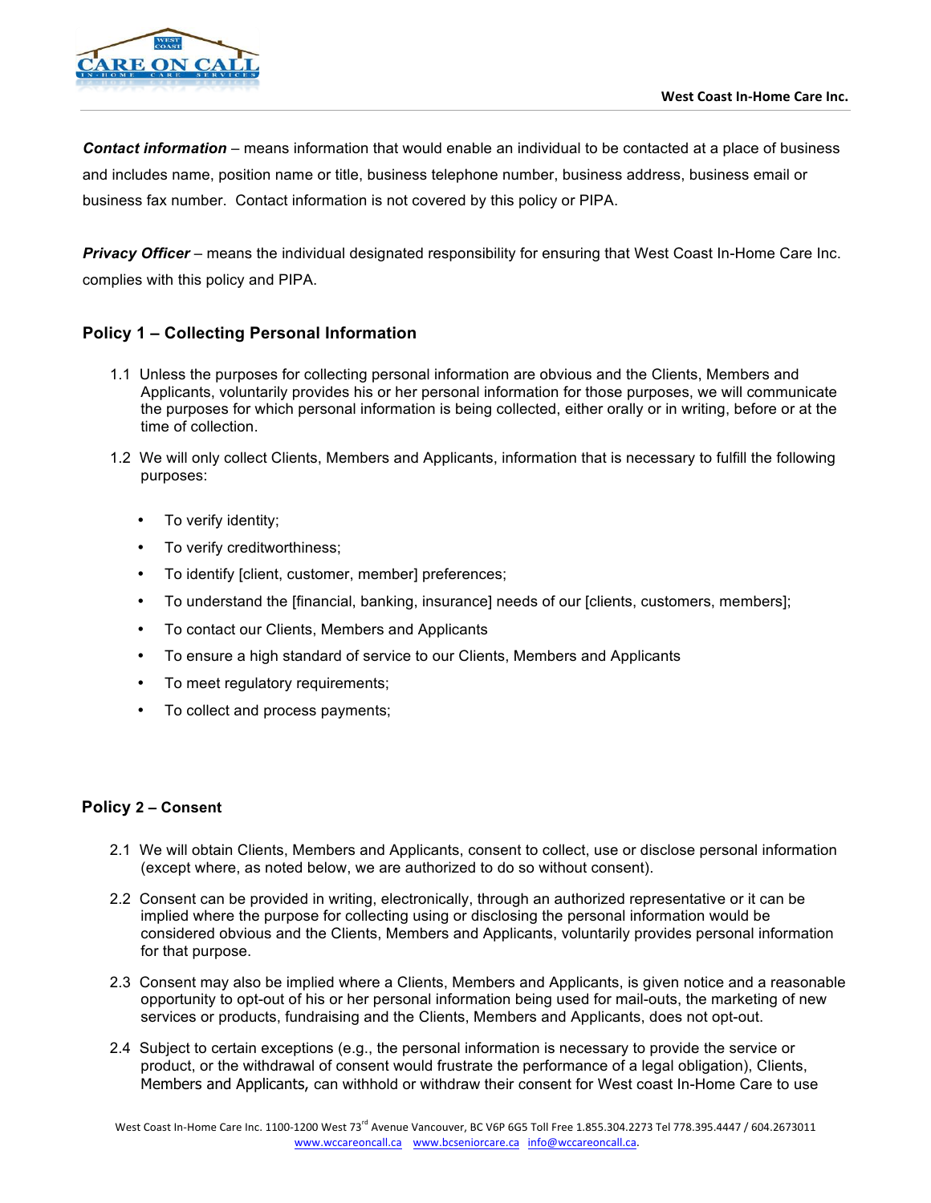***Contact information*** – means information that would enable an individual to be contacted at a place of business and includes name, position name or title, business telephone number, business address, business email or business fax number. Contact information is not covered by this policy or PIPA.

***Privacy Officer*** – means the individual designated responsibility for ensuring that West Coast In-Home Care Inc. complies with this policy and PIPA.

## Policy 1 – Collecting Personal Information

1.1 Unless the purposes for collecting personal information are obvious and the Clients, Members and Applicants, voluntarily provides his or her personal information for those purposes, we will communicate the purposes for which personal information is being collected, either orally or in writing, before or at the time of collection.

1.2 We will only collect Clients, Members and Applicants, information that is necessary to fulfill the following purposes:

- To verify identity;
- To verify creditworthiness;
- To identify [client, customer, member] preferences;
- To understand the [financial, banking, insurance] needs of our [clients, customers, members];
- To contact our Clients, Members and Applicants
- To ensure a high standard of service to our Clients, Members and Applicants
- To meet regulatory requirements;
- To collect and process payments;

## Policy 2 – Consent

2.1 We will obtain Clients, Members and Applicants, consent to collect, use or disclose personal information (except where, as noted below, we are authorized to do so without consent).

2.2 Consent can be provided in writing, electronically, through an authorized representative or it can be implied where the purpose for collecting using or disclosing the personal information would be considered obvious and the Clients, Members and Applicants, voluntarily provides personal information for that purpose.

2.3 Consent may also be implied where a Clients, Members and Applicants, is given notice and a reasonable opportunity to opt-out of his or her personal information being used for mail-outs, the marketing of new services or products, fundraising and the Clients, Members and Applicants, does not opt-out.

2.4 Subject to certain exceptions (e.g., the personal information is necessary to provide the service or product, or the withdrawal of consent would frustrate the performance of a legal obligation), Clients, Members and Applicants, can withhold or withdraw their consent for West coast In-Home Care to use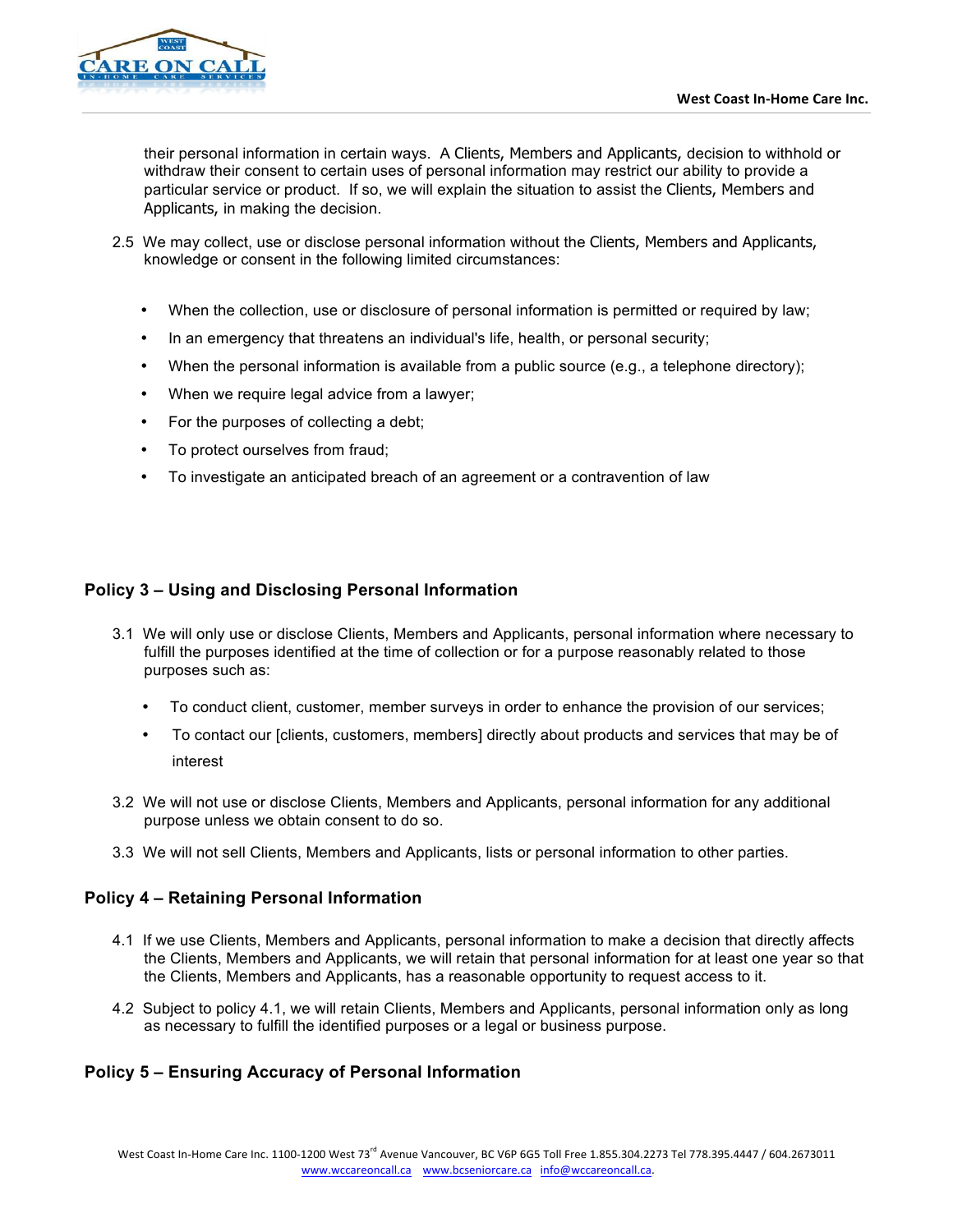their personal information in certain ways. A Clients, Members and Applicants, decision to withhold or withdraw their consent to certain uses of personal information may restrict our ability to provide a particular service or product. If so, we will explain the situation to assist the Clients, Members and Applicants, in making the decision.

2.5 We may collect, use or disclose personal information without the Clients, Members and Applicants, knowledge or consent in the following limited circumstances:

- When the collection, use or disclosure of personal information is permitted or required by law;
- In an emergency that threatens an individual's life, health, or personal security;
- When the personal information is available from a public source (e.g., a telephone directory);
- When we require legal advice from a lawyer;
- For the purposes of collecting a debt;
- To protect ourselves from fraud;
- To investigate an anticipated breach of an agreement or a contravention of law

## Policy 3 – Using and Disclosing Personal Information

3.1 We will only use or disclose Clients, Members and Applicants, personal information where necessary to fulfill the purposes identified at the time of collection or for a purpose reasonably related to those purposes such as:

- To conduct client, customer, member surveys in order to enhance the provision of our services;
- To contact our [clients, customers, members] directly about products and services that may be of interest

3.2 We will not use or disclose Clients, Members and Applicants, personal information for any additional purpose unless we obtain consent to do so.

3.3 We will not sell Clients, Members and Applicants, lists or personal information to other parties.

## Policy 4 – Retaining Personal Information

4.1 If we use Clients, Members and Applicants, personal information to make a decision that directly affects the Clients, Members and Applicants, we will retain that personal information for at least one year so that the Clients, Members and Applicants, has a reasonable opportunity to request access to it.

4.2 Subject to policy 4.1, we will retain Clients, Members and Applicants, personal information only as long as necessary to fulfill the identified purposes or a legal or business purpose.

## Policy 5 – Ensuring Accuracy of Personal Information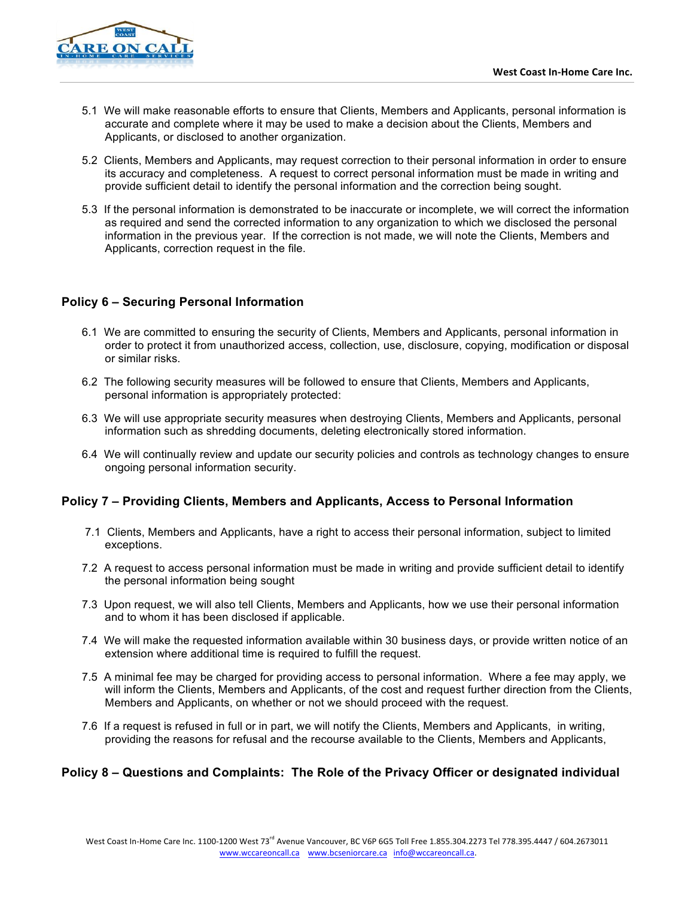5.1 We will make reasonable efforts to ensure that Clients, Members and Applicants, personal information is accurate and complete where it may be used to make a decision about the Clients, Members and Applicants, or disclosed to another organization.

5.2 Clients, Members and Applicants, may request correction to their personal information in order to ensure its accuracy and completeness. A request to correct personal information must be made in writing and provide sufficient detail to identify the personal information and the correction being sought.

5.3 If the personal information is demonstrated to be inaccurate or incomplete, we will correct the information as required and send the corrected information to any organization to which we disclosed the personal information in the previous year. If the correction is not made, we will note the Clients, Members and Applicants, correction request in the file.

## Policy 6 – Securing Personal Information

6.1 We are committed to ensuring the security of Clients, Members and Applicants, personal information in order to protect it from unauthorized access, collection, use, disclosure, copying, modification or disposal or similar risks.

6.2 The following security measures will be followed to ensure that Clients, Members and Applicants, personal information is appropriately protected:

6.3 We will use appropriate security measures when destroying Clients, Members and Applicants, personal information such as shredding documents, deleting electronically stored information.

6.4 We will continually review and update our security policies and controls as technology changes to ensure ongoing personal information security.

## Policy 7 – Providing Clients, Members and Applicants, Access to Personal Information

7.1 Clients, Members and Applicants, have a right to access their personal information, subject to limited exceptions.

7.2 A request to access personal information must be made in writing and provide sufficient detail to identify the personal information being sought

7.3 Upon request, we will also tell Clients, Members and Applicants, how we use their personal information and to whom it has been disclosed if applicable.

7.4 We will make the requested information available within 30 business days, or provide written notice of an extension where additional time is required to fulfill the request.

7.5 A minimal fee may be charged for providing access to personal information. Where a fee may apply, we will inform the Clients, Members and Applicants, of the cost and request further direction from the Clients, Members and Applicants, on whether or not we should proceed with the request.

7.6 If a request is refused in full or in part, we will notify the Clients, Members and Applicants, in writing, providing the reasons for refusal and the recourse available to the Clients, Members and Applicants,

## Policy 8 – Questions and Complaints: The Role of the Privacy Officer or designated individual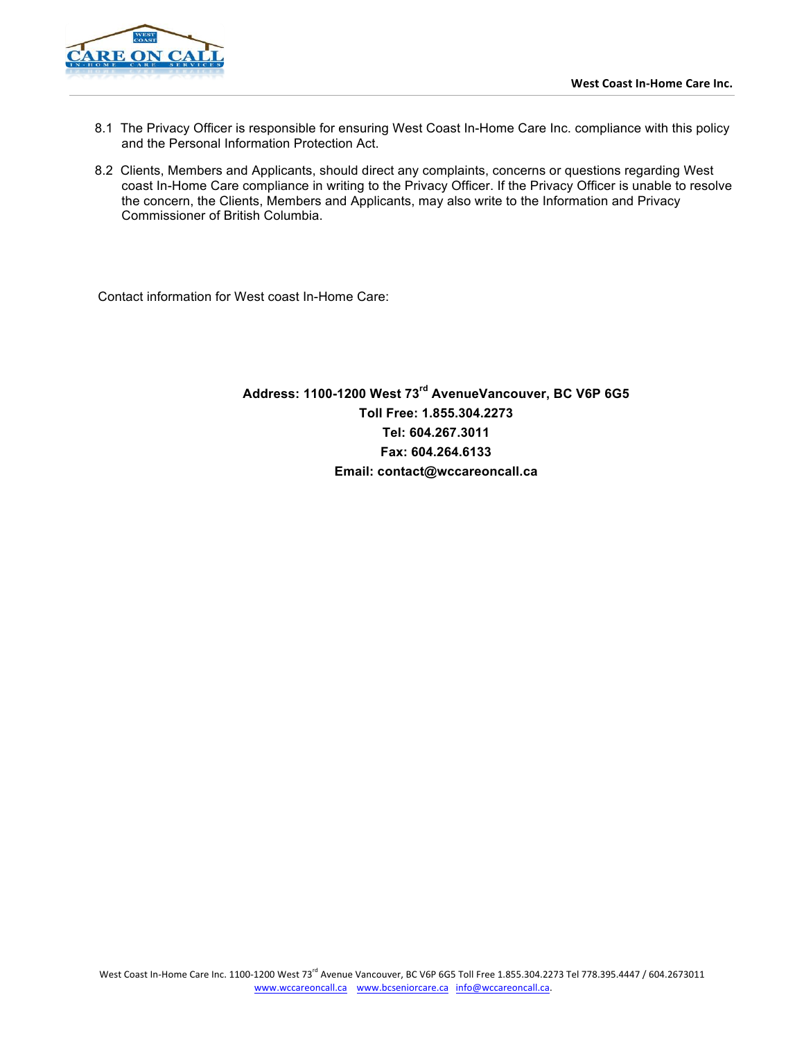8.1 The Privacy Officer is responsible for ensuring West Coast In-Home Care Inc. compliance with this policy and the Personal Information Protection Act.

8.2 Clients, Members and Applicants, should direct any complaints, concerns or questions regarding West coast In-Home Care compliance in writing to the Privacy Officer. If the Privacy Officer is unable to resolve the concern, the Clients, Members and Applicants, may also write to the Information and Privacy Commissioner of British Columbia.

Contact information for West coast In-Home Care:

**Address: 1100-1200 West 73rd AvenueVancouver, BC V6P 6G5**
**Toll Free: 1.855.304.2273**
**Tel: 604.267.3011**
**Fax: 604.264.6133**
**Email: contact@wccareoncall.ca**